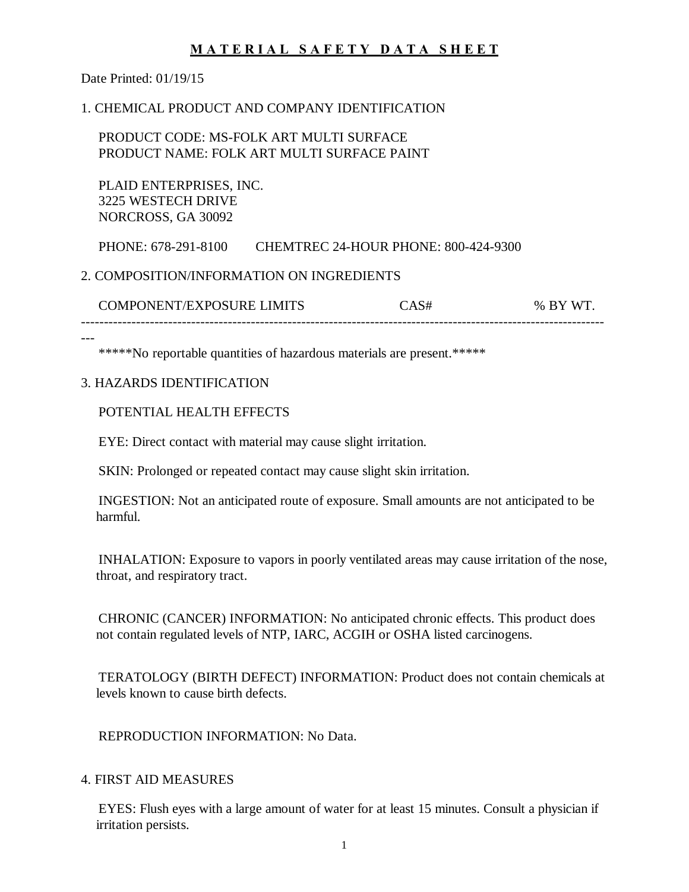# MATERIAL SAFETY DATA SHEET

Date Printed: 01/19/15

## 1. CHEMICAL PRODUCT AND COMPANY IDENTIFICATION

PRODUCT CODE: MS-FOLK ART MULTI SURFACE
PRODUCT NAME: FOLK ART MULTI SURFACE PAINT

PLAID ENTERPRISES, INC.
3225 WESTECH DRIVE
NORCROSS, GA 30092

PHONE: 678-291-8100 CHEMTREC 24-HOUR PHONE: 800-424-9300

## 2. COMPOSITION/INFORMATION ON INGREDIENTS

| COMPONENT/EXPOSURE LIMITS | CAS# | % BY WT. |
|---|---|---|

*****No reportable quantities of hazardous materials are present.*****

## 3. HAZARDS IDENTIFICATION

POTENTIAL HEALTH EFFECTS

EYE: Direct contact with material may cause slight irritation.

SKIN: Prolonged or repeated contact may cause slight skin irritation.

INGESTION: Not an anticipated route of exposure. Small amounts are not anticipated to be harmful.

INHALATION: Exposure to vapors in poorly ventilated areas may cause irritation of the nose, throat, and respiratory tract.

CHRONIC (CANCER) INFORMATION: No anticipated chronic effects. This product does not contain regulated levels of NTP, IARC, ACGIH or OSHA listed carcinogens.

TERATOLOGY (BIRTH DEFECT) INFORMATION: Product does not contain chemicals at levels known to cause birth defects.

REPRODUCTION INFORMATION: No Data.

## 4. FIRST AID MEASURES

EYES: Flush eyes with a large amount of water for at least 15 minutes. Consult a physician if irritation persists.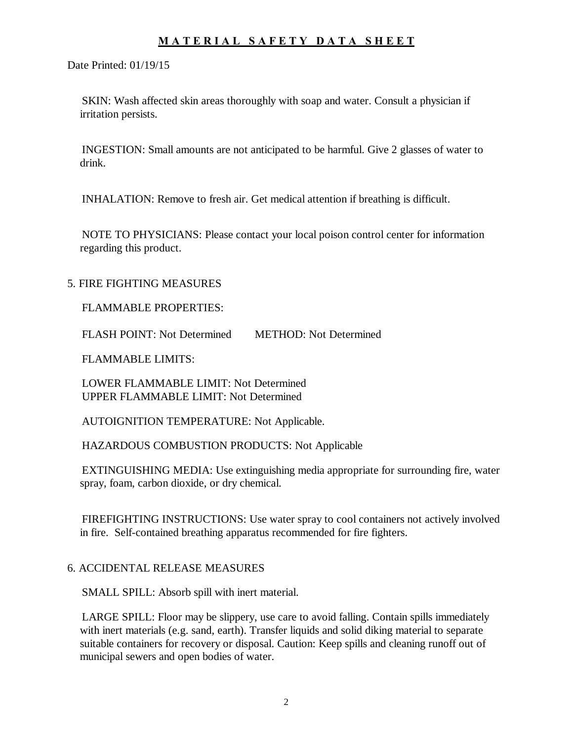**MATERIAL SAFETY DATA SHEET**

Date Printed: 01/19/15

SKIN: Wash affected skin areas thoroughly with soap and water. Consult a physician if irritation persists.

INGESTION: Small amounts are not anticipated to be harmful. Give 2 glasses of water to drink.

INHALATION: Remove to fresh air. Get medical attention if breathing is difficult.

NOTE TO PHYSICIANS: Please contact your local poison control center for information regarding this product.

## 5. FIRE FIGHTING MEASURES

FLAMMABLE PROPERTIES:

FLASH POINT: Not Determined METHOD: Not Determined

FLAMMABLE LIMITS:

LOWER FLAMMABLE LIMIT: Not Determined
UPPER FLAMMABLE LIMIT: Not Determined

AUTOIGNITION TEMPERATURE: Not Applicable.

HAZARDOUS COMBUSTION PRODUCTS: Not Applicable

EXTINGUISHING MEDIA: Use extinguishing media appropriate for surrounding fire, water spray, foam, carbon dioxide, or dry chemical.

FIREFIGHTING INSTRUCTIONS: Use water spray to cool containers not actively involved in fire. Self-contained breathing apparatus recommended for fire fighters.

## 6. ACCIDENTAL RELEASE MEASURES

SMALL SPILL: Absorb spill with inert material.

LARGE SPILL: Floor may be slippery, use care to avoid falling. Contain spills immediately with inert materials (e.g. sand, earth). Transfer liquids and solid diking material to separate suitable containers for recovery or disposal. Caution: Keep spills and cleaning runoff out of municipal sewers and open bodies of water.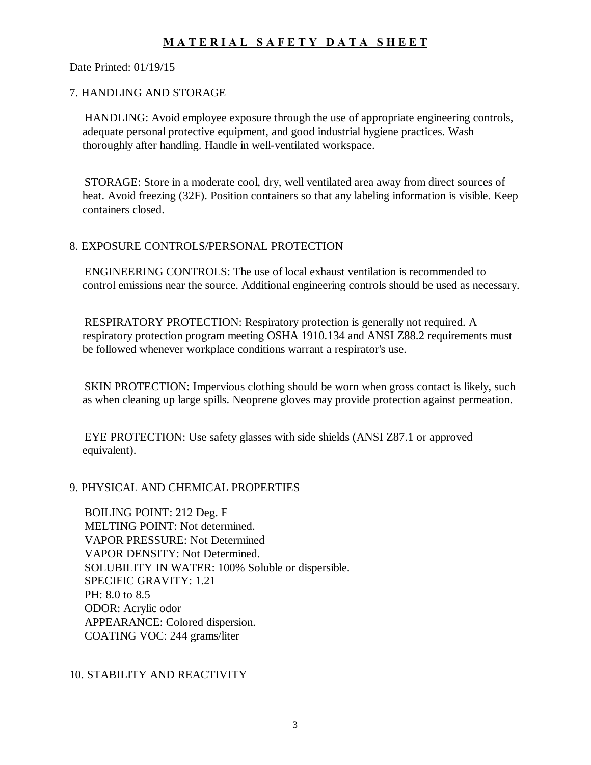# MATERIAL SAFETY DATA SHEET

Date Printed: 01/19/15

## 7. HANDLING AND STORAGE

HANDLING: Avoid employee exposure through the use of appropriate engineering controls, adequate personal protective equipment, and good industrial hygiene practices. Wash thoroughly after handling. Handle in well-ventilated workspace.

STORAGE: Store in a moderate cool, dry, well ventilated area away from direct sources of heat. Avoid freezing (32F). Position containers so that any labeling information is visible. Keep containers closed.

## 8. EXPOSURE CONTROLS/PERSONAL PROTECTION

ENGINEERING CONTROLS: The use of local exhaust ventilation is recommended to control emissions near the source. Additional engineering controls should be used as necessary.

RESPIRATORY PROTECTION: Respiratory protection is generally not required. A respiratory protection program meeting OSHA 1910.134 and ANSI Z88.2 requirements must be followed whenever workplace conditions warrant a respirator's use.

SKIN PROTECTION: Impervious clothing should be worn when gross contact is likely, such as when cleaning up large spills. Neoprene gloves may provide protection against permeation.

EYE PROTECTION: Use safety glasses with side shields (ANSI Z87.1 or approved equivalent).

## 9. PHYSICAL AND CHEMICAL PROPERTIES

BOILING POINT: 212 Deg. F
MELTING POINT: Not determined.
VAPOR PRESSURE: Not Determined
VAPOR DENSITY: Not Determined.
SOLUBILITY IN WATER: 100% Soluble or dispersible.
SPECIFIC GRAVITY: 1.21
PH: 8.0 to 8.5
ODOR: Acrylic odor
APPEARANCE: Colored dispersion.
COATING VOC: 244 grams/liter

## 10. STABILITY AND REACTIVITY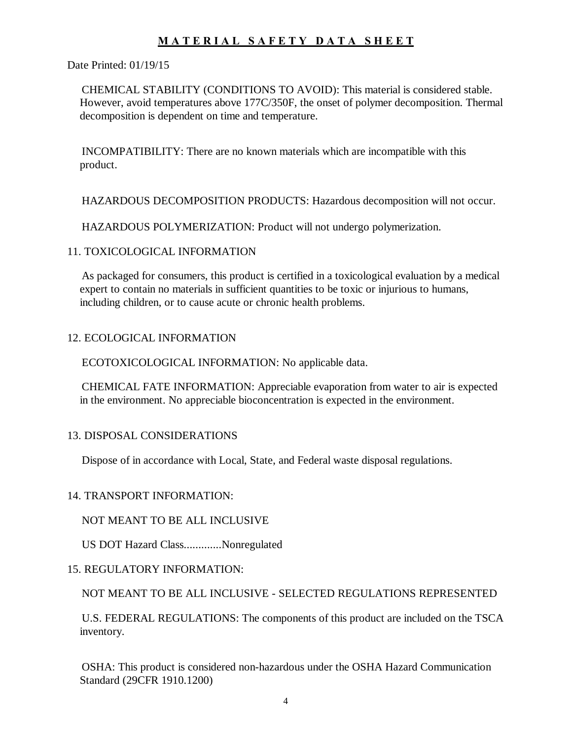# MATERIAL SAFETY DATA SHEET

Date Printed: 01/19/15

CHEMICAL STABILITY (CONDITIONS TO AVOID): This material is considered stable. However, avoid temperatures above 177C/350F, the onset of polymer decomposition. Thermal decomposition is dependent on time and temperature.

INCOMPATIBILITY: There are no known materials which are incompatible with this product.

HAZARDOUS DECOMPOSITION PRODUCTS: Hazardous decomposition will not occur.

HAZARDOUS POLYMERIZATION: Product will not undergo polymerization.

## 11. TOXICOLOGICAL INFORMATION

As packaged for consumers, this product is certified in a toxicological evaluation by a medical expert to contain no materials in sufficient quantities to be toxic or injurious to humans, including children, or to cause acute or chronic health problems.

## 12. ECOLOGICAL INFORMATION

ECOTOXICOLOGICAL INFORMATION: No applicable data.

CHEMICAL FATE INFORMATION: Appreciable evaporation from water to air is expected in the environment. No appreciable bioconcentration is expected in the environment.

## 13. DISPOSAL CONSIDERATIONS

Dispose of in accordance with Local, State, and Federal waste disposal regulations.

## 14. TRANSPORT INFORMATION:

NOT MEANT TO BE ALL INCLUSIVE

US DOT Hazard Class.............Nonregulated

## 15. REGULATORY INFORMATION:

NOT MEANT TO BE ALL INCLUSIVE - SELECTED REGULATIONS REPRESENTED

U.S. FEDERAL REGULATIONS: The components of this product are included on the TSCA inventory.

OSHA: This product is considered non-hazardous under the OSHA Hazard Communication Standard (29CFR 1910.1200)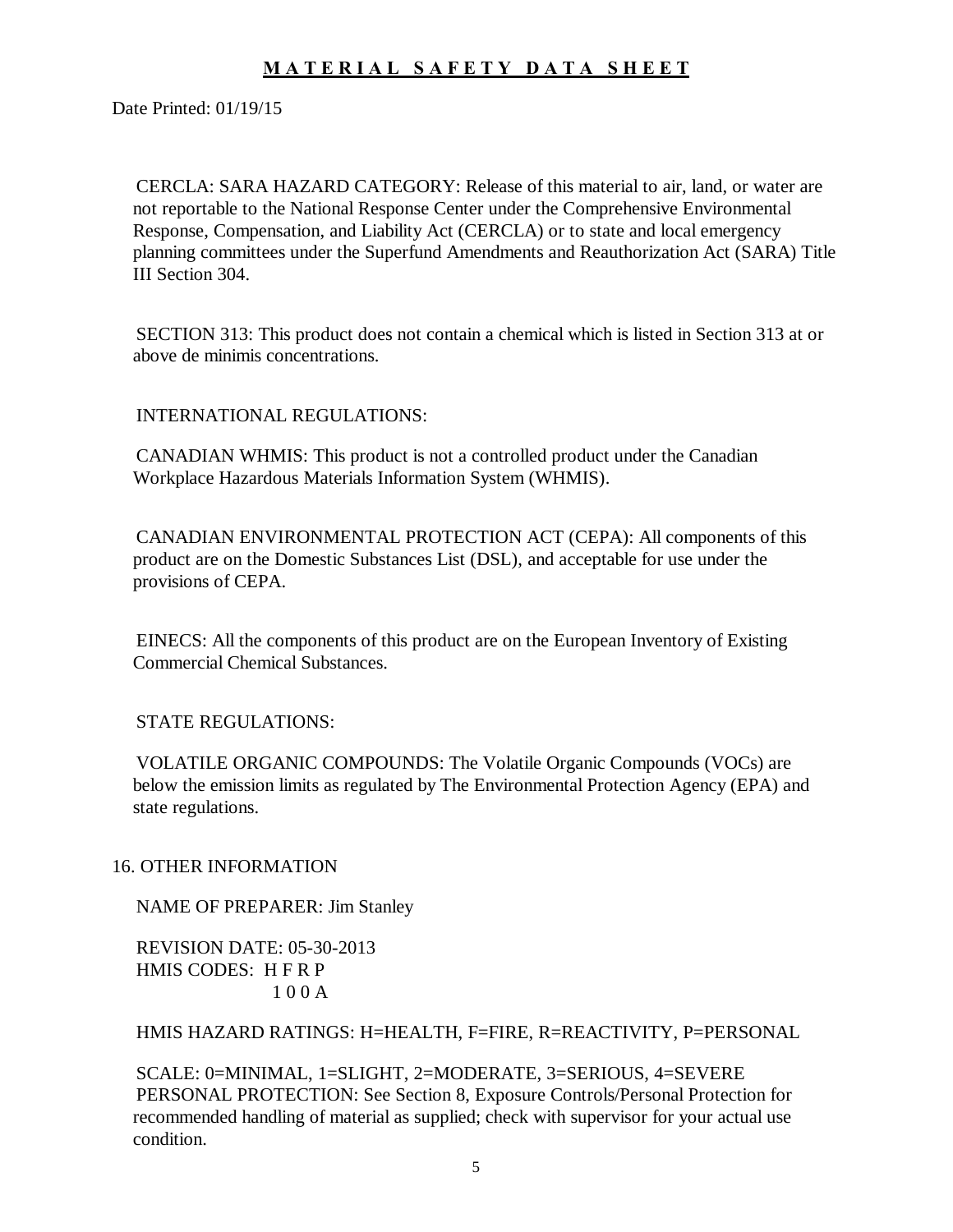**MATERIAL SAFETY DATA SHEET**

Date Printed: 01/19/15

CERCLA: SARA HAZARD CATEGORY: Release of this material to air, land, or water are not reportable to the National Response Center under the Comprehensive Environmental Response, Compensation, and Liability Act (CERCLA) or to state and local emergency planning committees under the Superfund Amendments and Reauthorization Act (SARA) Title III Section 304.

SECTION 313: This product does not contain a chemical which is listed in Section 313 at or above de minimis concentrations.

INTERNATIONAL REGULATIONS:

CANADIAN WHMIS: This product is not a controlled product under the Canadian Workplace Hazardous Materials Information System (WHMIS).

CANADIAN ENVIRONMENTAL PROTECTION ACT (CEPA): All components of this product are on the Domestic Substances List (DSL), and acceptable for use under the provisions of CEPA.

EINECS: All the components of this product are on the European Inventory of Existing Commercial Chemical Substances.

STATE REGULATIONS:

VOLATILE ORGANIC COMPOUNDS: The Volatile Organic Compounds (VOCs) are below the emission limits as regulated by The Environmental Protection Agency (EPA) and state regulations.

## 16. OTHER INFORMATION

NAME OF PREPARER: Jim Stanley

REVISION DATE: 05-30-2013

HMIS CODES:

| H | F | R | P |
|---|---|---|---|
| 1 | 0 | 0 | A |

HMIS HAZARD RATINGS: H=HEALTH, F=FIRE, R=REACTIVITY, P=PERSONAL

SCALE: 0=MINIMAL, 1=SLIGHT, 2=MODERATE, 3=SERIOUS, 4=SEVERE

PERSONAL PROTECTION: See Section 8, Exposure Controls/Personal Protection for recommended handling of material as supplied; check with supervisor for your actual use condition.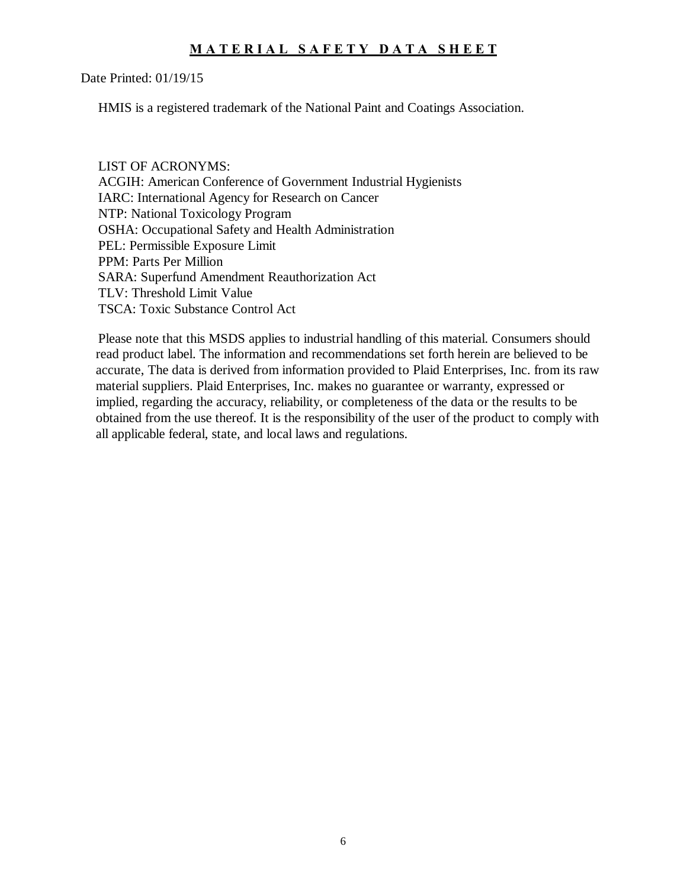# MATERIAL SAFETY DATA SHEET

Date Printed: 01/19/15

HMIS is a registered trademark of the National Paint and Coatings Association.

LIST OF ACRONYMS:
ACGIH: American Conference of Government Industrial Hygienists
IARC: International Agency for Research on Cancer
NTP: National Toxicology Program
OSHA: Occupational Safety and Health Administration
PEL: Permissible Exposure Limit
PPM: Parts Per Million
SARA: Superfund Amendment Reauthorization Act
TLV: Threshold Limit Value
TSCA: Toxic Substance Control Act

Please note that this MSDS applies to industrial handling of this material. Consumers should read product label. The information and recommendations set forth herein are believed to be accurate, The data is derived from information provided to Plaid Enterprises, Inc. from its raw material suppliers. Plaid Enterprises, Inc. makes no guarantee or warranty, expressed or implied, regarding the accuracy, reliability, or completeness of the data or the results to be obtained from the use thereof. It is the responsibility of the user of the product to comply with all applicable federal, state, and local laws and regulations.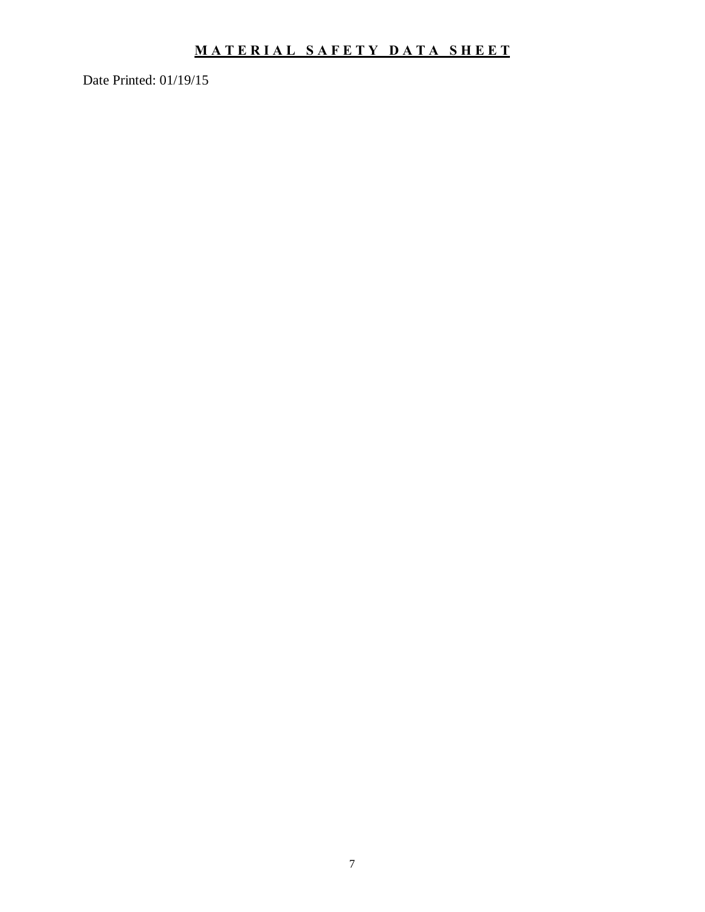**MATERIAL SAFETY DATA SHEET**

Date Printed: 01/19/15